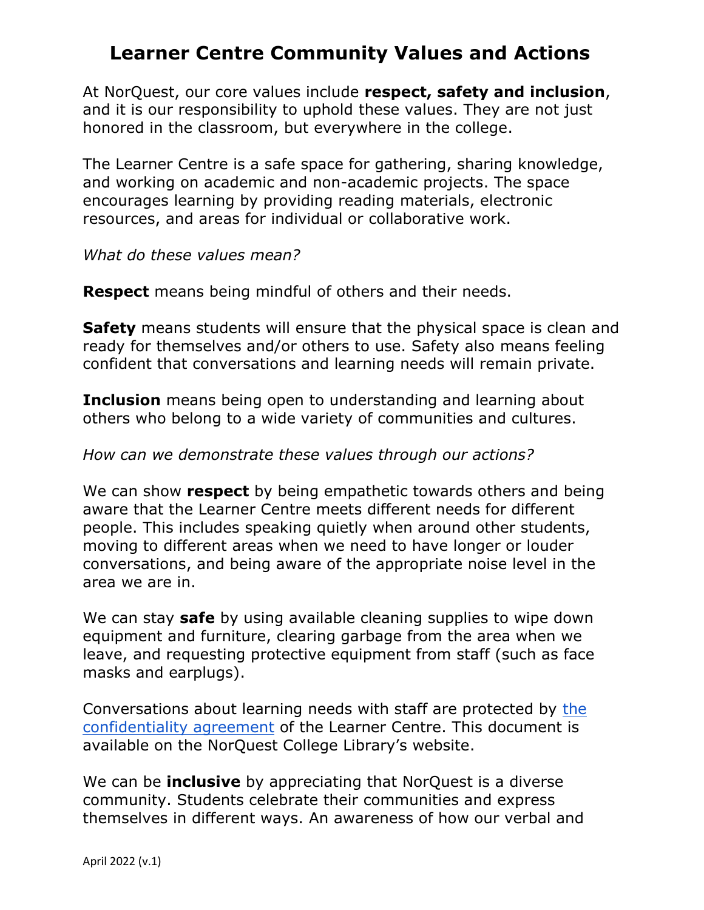# Learner Centre Community Values and Actions

At NorQuest, our core values include **respect, safety and inclusion**, and it is our responsibility to uphold these values. They are not just honored in the classroom, but everywhere in the college.

The Learner Centre is a safe space for gathering, sharing knowledge, and working on academic and non-academic projects. The space encourages learning by providing reading materials, electronic resources, and areas for individual or collaborative work.

*What do these values mean?*

**Respect** means being mindful of others and their needs.

**Safety** means students will ensure that the physical space is clean and ready for themselves and/or others to use. Safety also means feeling confident that conversations and learning needs will remain private.

**Inclusion** means being open to understanding and learning about others who belong to a wide variety of communities and cultures.

*How can we demonstrate these values through our actions?*

We can show **respect** by being empathetic towards others and being aware that the Learner Centre meets different needs for different people. This includes speaking quietly when around other students, moving to different areas when we need to have longer or louder conversations, and being aware of the appropriate noise level in the area we are in.

We can stay **safe** by using available cleaning supplies to wipe down equipment and furniture, clearing garbage from the area when we leave, and requesting protective equipment from staff (such as face masks and earplugs).

Conversations about learning needs with staff are protected by [the confidentiality agreement]() of the Learner Centre. This document is available on the NorQuest College Library's website.

We can be **inclusive** by appreciating that NorQuest is a diverse community. Students celebrate their communities and express themselves in different ways. An awareness of how our verbal and

April 2022 (v.1)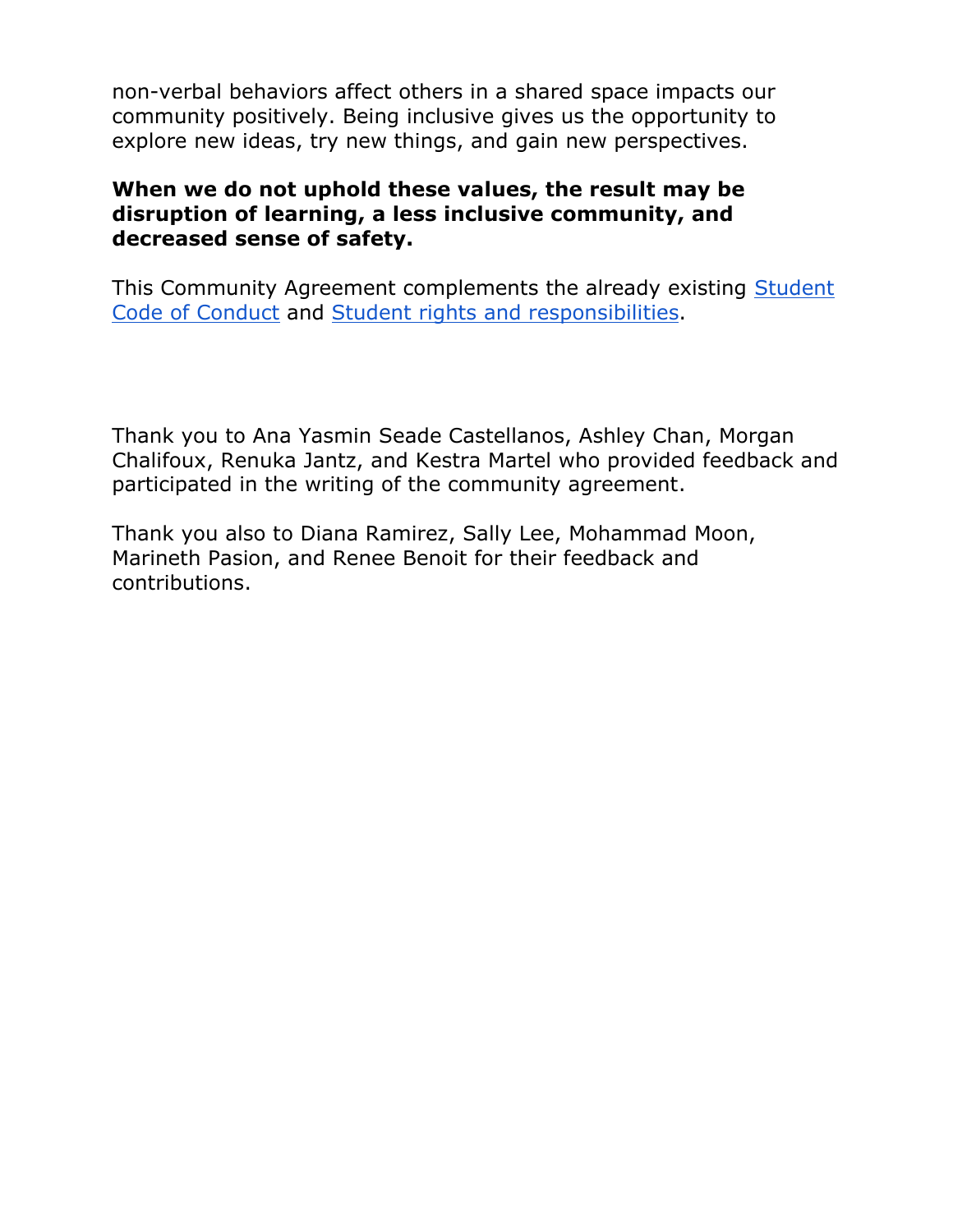non-verbal behaviors affect others in a shared space impacts our community positively. Being inclusive gives us the opportunity to explore new ideas, try new things, and gain new perspectives.

**When we do not uphold these values, the result may be disruption of learning, a less inclusive community, and decreased sense of safety.**

This Community Agreement complements the already existing Student Code of Conduct and Student rights and responsibilities.

Thank you to Ana Yasmin Seade Castellanos, Ashley Chan, Morgan Chalifoux, Renuka Jantz, and Kestra Martel who provided feedback and participated in the writing of the community agreement.

Thank you also to Diana Ramirez, Sally Lee, Mohammad Moon, Marineth Pasion, and Renee Benoit for their feedback and contributions.